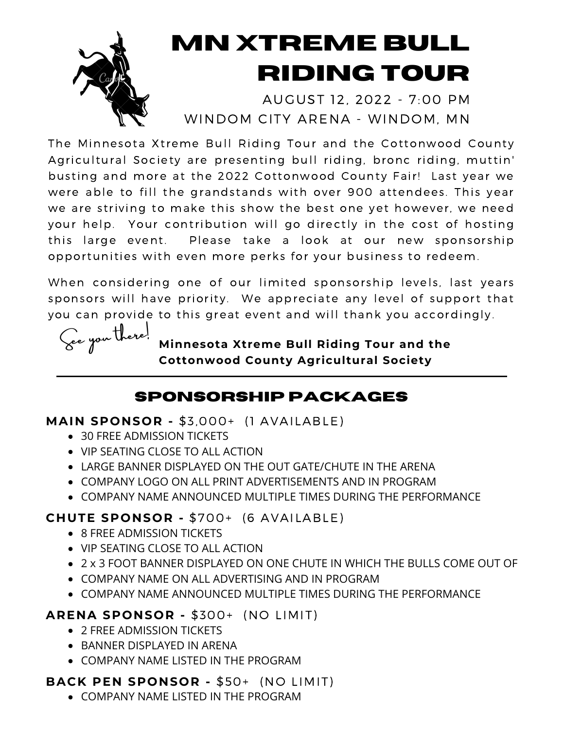# MN XTREME BULL RIDING TOUR

AUGUST 12, 2022 - 7:00 PM

WINDOM CITY ARENA - WINDOM, MN

The Minnesota Xtreme Bull Riding Tour and the Cottonwood County Agricultural Society are presenting bull riding, bronc riding, muttin' busting and more at the 2022 Cottonwood County Fair! Last year we were able to fill the grandstands with over 900 attendees. This year we are striving to make this show the best one yet however, we need your help. Your contribution will go directly in the cost of hosting this large event. Please take a look at our new sponsorship opportunities with even more perks for your business to redeem.

When considering one of our limited sponsorship levels, last years sponsors will have priority. We appreciate any level of support that you can provide to this great event and will thank you accordingly.

*See you there!*

**Minnesota Xtreme Bull Riding Tour and the Cottonwood County Agricultural Society**

---

## SPONSORSHIP PACKAGES

**MAIN SPONSOR -** $3,000+ (1 AVAILABLE)

- 30 FREE ADMISSION TICKETS
- VIP SEATING CLOSE TO ALL ACTION
- LARGE BANNER DISPLAYED ON THE OUT GATE/CHUTE IN THE ARENA
- COMPANY LOGO ON ALL PRINT ADVERTISEMENTS AND IN PROGRAM
- COMPANY NAME ANNOUNCED MULTIPLE TIMES DURING THE PERFORMANCE

**CHUTE SPONSOR -** $700+ (6 AVAILABLE)

- 8 FREE ADMISSION TICKETS
- VIP SEATING CLOSE TO ALL ACTION
- 2 x 3 FOOT BANNER DISPLAYED ON ONE CHUTE IN WHICH THE BULLS COME OUT OF
- COMPANY NAME ON ALL ADVERTISING AND IN PROGRAM
- COMPANY NAME ANNOUNCED MULTIPLE TIMES DURING THE PERFORMANCE

**ARENA SPONSOR -** $300+ (NO LIMIT)

- 2 FREE ADMISSION TICKETS
- BANNER DISPLAYED IN ARENA
- COMPANY NAME LISTED IN THE PROGRAM

**BACK PEN SPONSOR -** $50+ (NO LIMIT)

- COMPANY NAME LISTED IN THE PROGRAM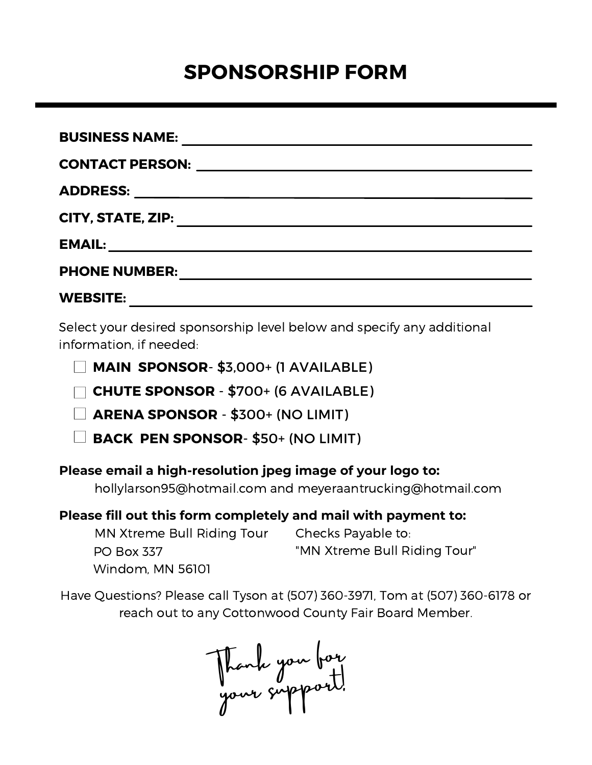# SPONSORSHIP FORM

**BUSINESS NAME:** ______________________________

**CONTACT PERSON:** ______________________________

**ADDRESS:** ______________________________

**CITY, STATE, ZIP:** ______________________________

**EMAIL:** ______________________________

**PHONE NUMBER:** ______________________________

**WEBSITE:** ______________________________

Select your desired sponsorship level below and specify any additional information, if needed:

- [ ] **MAIN SPONSOR**- $3,000+ (1 AVAILABLE)
- [ ] **CHUTE SPONSOR** - $700+ (6 AVAILABLE)
- [ ] **ARENA SPONSOR** - $300+ (NO LIMIT)
- [ ] **BACK PEN SPONSOR**- $50+ (NO LIMIT)

**Please email a high-resolution jpeg image of your logo to:**

hollylarson95@hotmail.com and meyeraantrucking@hotmail.com

**Please fill out this form completely and mail with payment to:**

MN Xtreme Bull Riding Tour
PO Box 337
Windom, MN 56101

Checks Payable to:
"MN Xtreme Bull Riding Tour"

Have Questions? Please call Tyson at (507) 360-3971, Tom at (507) 360-6178 or reach out to any Cottonwood County Fair Board Member.

*Thank you for your support!*